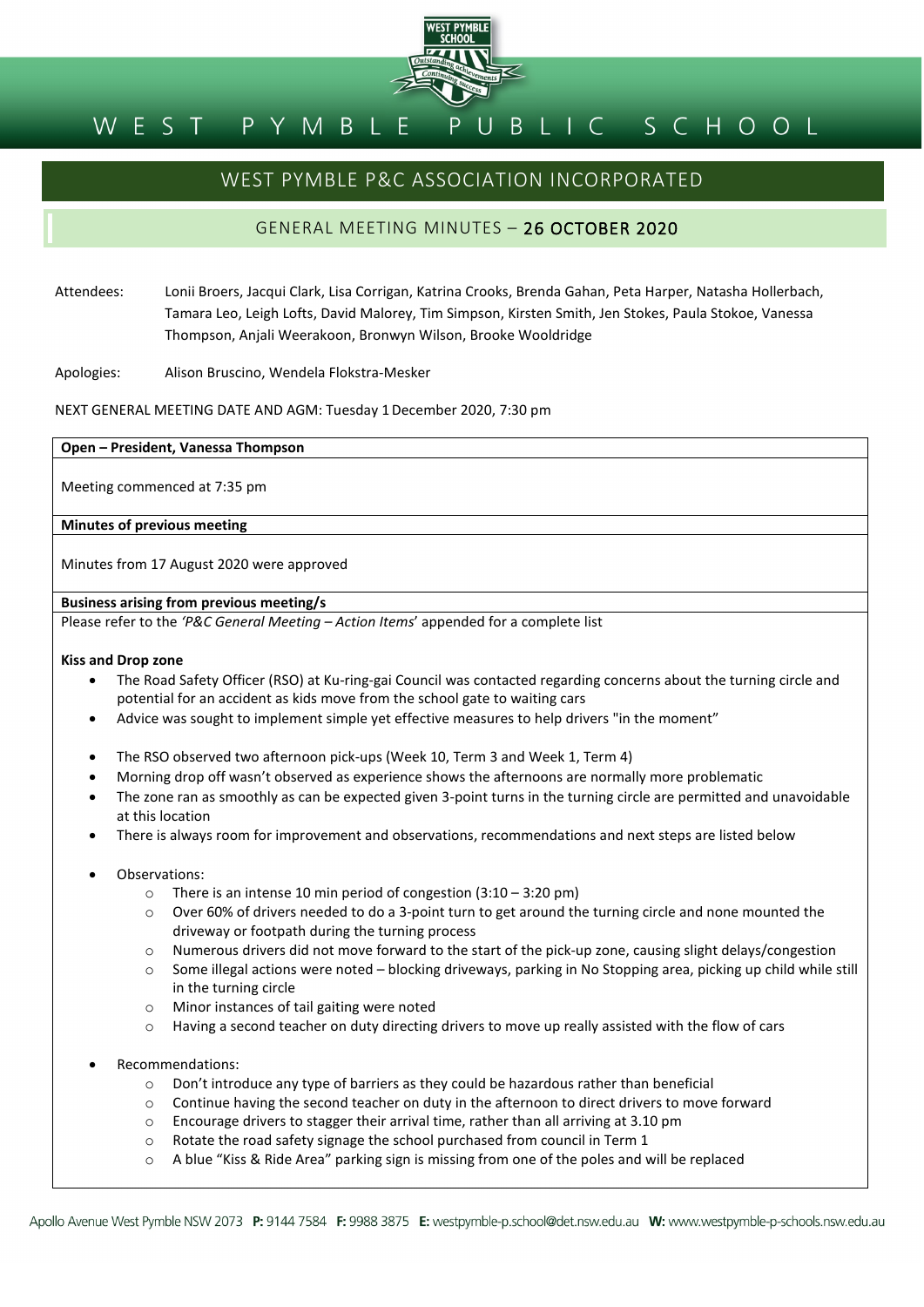# WEST PYMBLE PUBLIC SCHOOL

## WEST PYMBLE P&C ASSOCIATION INCORPORATED

### GENERAL MEETING MINUTES – 26 OCTOBER 2020

Attendees: Lonii Broers, Jacqui Clark, Lisa Corrigan, Katrina Crooks, Brenda Gahan, Peta Harper, Natasha Hollerbach, Tamara Leo, Leigh Lofts, David Malorey, Tim Simpson, Kirsten Smith, Jen Stokes, Paula Stokoe, Vanessa Thompson, Anjali Weerakoon, Bronwyn Wilson, Brooke Wooldridge

Apologies: Alison Bruscino, Wendela Flokstra-Mesker

NEXT GENERAL MEETING DATE AND AGM: Tuesday 1 December 2020, 7:30 pm

**Open – President, Vanessa Thompson**

Meeting commenced at 7:35 pm

**Minutes of previous meeting**

Minutes from 17 August 2020 were approved

**Business arising from previous meeting/s**

Please refer to the *'P&C General Meeting – Action Items*' appended for a complete list

**Kiss and Drop zone**

- The Road Safety Officer (RSO) at Ku-ring-gai Council was contacted regarding concerns about the turning circle and potential for an accident as kids move from the school gate to waiting cars
- Advice was sought to implement simple yet effective measures to help drivers "in the moment"

- The RSO observed two afternoon pick-ups (Week 10, Term 3 and Week 1, Term 4)
- Morning drop off wasn't observed as experience shows the afternoons are normally more problematic
- The zone ran as smoothly as can be expected given 3-point turns in the turning circle are permitted and unavoidable at this location
- There is always room for improvement and observations, recommendations and next steps are listed below

- Observations:
    - There is an intense 10 min period of congestion (3:10 – 3:20 pm)
    - Over 60% of drivers needed to do a 3-point turn to get around the turning circle and none mounted the driveway or footpath during the turning process
    - Numerous drivers did not move forward to the start of the pick-up zone, causing slight delays/congestion
    - Some illegal actions were noted – blocking driveways, parking in No Stopping area, picking up child while still in the turning circle
    - Minor instances of tail gaiting were noted
    - Having a second teacher on duty directing drivers to move up really assisted with the flow of cars

- Recommendations:
    - Don't introduce any type of barriers as they could be hazardous rather than beneficial
    - Continue having the second teacher on duty in the afternoon to direct drivers to move forward
    - Encourage drivers to stagger their arrival time, rather than all arriving at 3.10 pm
    - Rotate the road safety signage the school purchased from council in Term 1
    - A blue "Kiss & Ride Area" parking sign is missing from one of the poles and will be replaced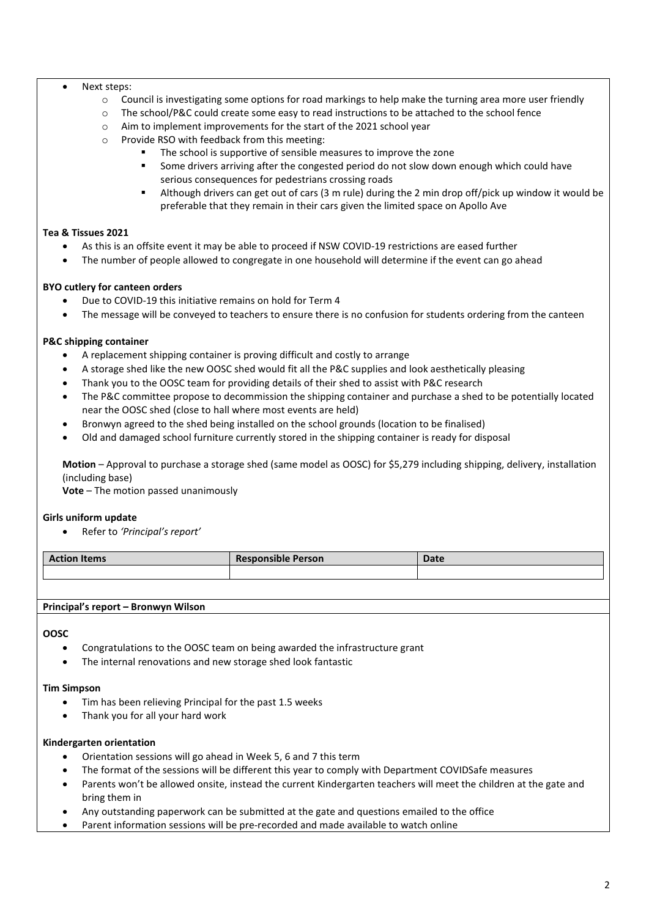- Next steps:
    - Council is investigating some options for road markings to help make the turning area more user friendly
    - The school/P&C could create some easy to read instructions to be attached to the school fence
    - Aim to implement improvements for the start of the 2021 school year
    - Provide RSO with feedback from this meeting:
        - The school is supportive of sensible measures to improve the zone
        - Some drivers arriving after the congested period do not slow down enough which could have serious consequences for pedestrians crossing roads
        - Although drivers can get out of cars (3 m rule) during the 2 min drop off/pick up window it would be preferable that they remain in their cars given the limited space on Apollo Ave

**Tea & Tissues 2021**

- As this is an offsite event it may be able to proceed if NSW COVID-19 restrictions are eased further
- The number of people allowed to congregate in one household will determine if the event can go ahead

**BYO cutlery for canteen orders**

- Due to COVID-19 this initiative remains on hold for Term 4
- The message will be conveyed to teachers to ensure there is no confusion for students ordering from the canteen

**P&C shipping container**

- A replacement shipping container is proving difficult and costly to arrange
- A storage shed like the new OOSC shed would fit all the P&C supplies and look aesthetically pleasing
- Thank you to the OOSC team for providing details of their shed to assist with P&C research
- The P&C committee propose to decommission the shipping container and purchase a shed to be potentially located near the OOSC shed (close to hall where most events are held)
- Bronwyn agreed to the shed being installed on the school grounds (location to be finalised)
- Old and damaged school furniture currently stored in the shipping container is ready for disposal

**Motion** – Approval to purchase a storage shed (same model as OOSC) for $5,279 including shipping, delivery, installation (including base)
**Vote** – The motion passed unanimously

**Girls uniform update**

- Refer to *'Principal's report'*

| Action Items | Responsible Person | Date |
|---|---|---|
| | | |

**Principal's report – Bronwyn Wilson**

**OOSC**

- Congratulations to the OOSC team on being awarded the infrastructure grant
- The internal renovations and new storage shed look fantastic

**Tim Simpson**

- Tim has been relieving Principal for the past 1.5 weeks
- Thank you for all your hard work

**Kindergarten orientation**

- Orientation sessions will go ahead in Week 5, 6 and 7 this term
- The format of the sessions will be different this year to comply with Department COVIDSafe measures
- Parents won't be allowed onsite, instead the current Kindergarten teachers will meet the children at the gate and bring them in
- Any outstanding paperwork can be submitted at the gate and questions emailed to the office
- Parent information sessions will be pre-recorded and made available to watch online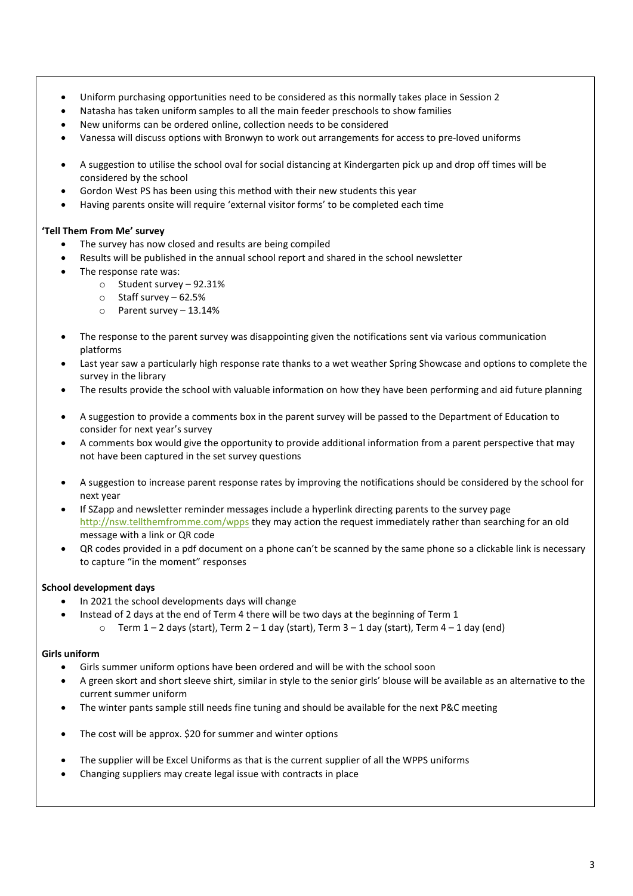- Uniform purchasing opportunities need to be considered as this normally takes place in Session 2
- Natasha has taken uniform samples to all the main feeder preschools to show families
- New uniforms can be ordered online, collection needs to be considered
- Vanessa will discuss options with Bronwyn to work out arrangements for access to pre-loved uniforms

- A suggestion to utilise the school oval for social distancing at Kindergarten pick up and drop off times will be considered by the school
- Gordon West PS has been using this method with their new students this year
- Having parents onsite will require 'external visitor forms' to be completed each time

**'Tell Them From Me' survey**

- The survey has now closed and results are being compiled
- Results will be published in the annual school report and shared in the school newsletter
- The response rate was:
    - Student survey – 92.31%
    - Staff survey – 62.5%
    - Parent survey – 13.14%

- The response to the parent survey was disappointing given the notifications sent via various communication platforms
- Last year saw a particularly high response rate thanks to a wet weather Spring Showcase and options to complete the survey in the library
- The results provide the school with valuable information on how they have been performing and aid future planning

- A suggestion to provide a comments box in the parent survey will be passed to the Department of Education to consider for next year's survey
- A comments box would give the opportunity to provide additional information from a parent perspective that may not have been captured in the set survey questions

- A suggestion to increase parent response rates by improving the notifications should be considered by the school for next year
- If SZapp and newsletter reminder messages include a hyperlink directing parents to the survey page http://nsw.tellthemfromme.com/wpps they may action the request immediately rather than searching for an old message with a link or QR code
- QR codes provided in a pdf document on a phone can't be scanned by the same phone so a clickable link is necessary to capture "in the moment" responses

**School development days**

- In 2021 the school developments days will change
- Instead of 2 days at the end of Term 4 there will be two days at the beginning of Term 1
    - Term 1 – 2 days (start), Term 2 – 1 day (start), Term 3 – 1 day (start), Term 4 – 1 day (end)

**Girls uniform**

- Girls summer uniform options have been ordered and will be with the school soon
- A green skort and short sleeve shirt, similar in style to the senior girls' blouse will be available as an alternative to the current summer uniform
- The winter pants sample still needs fine tuning and should be available for the next P&C meeting

- The cost will be approx. $20 for summer and winter options

- The supplier will be Excel Uniforms as that is the current supplier of all the WPPS uniforms
- Changing suppliers may create legal issue with contracts in place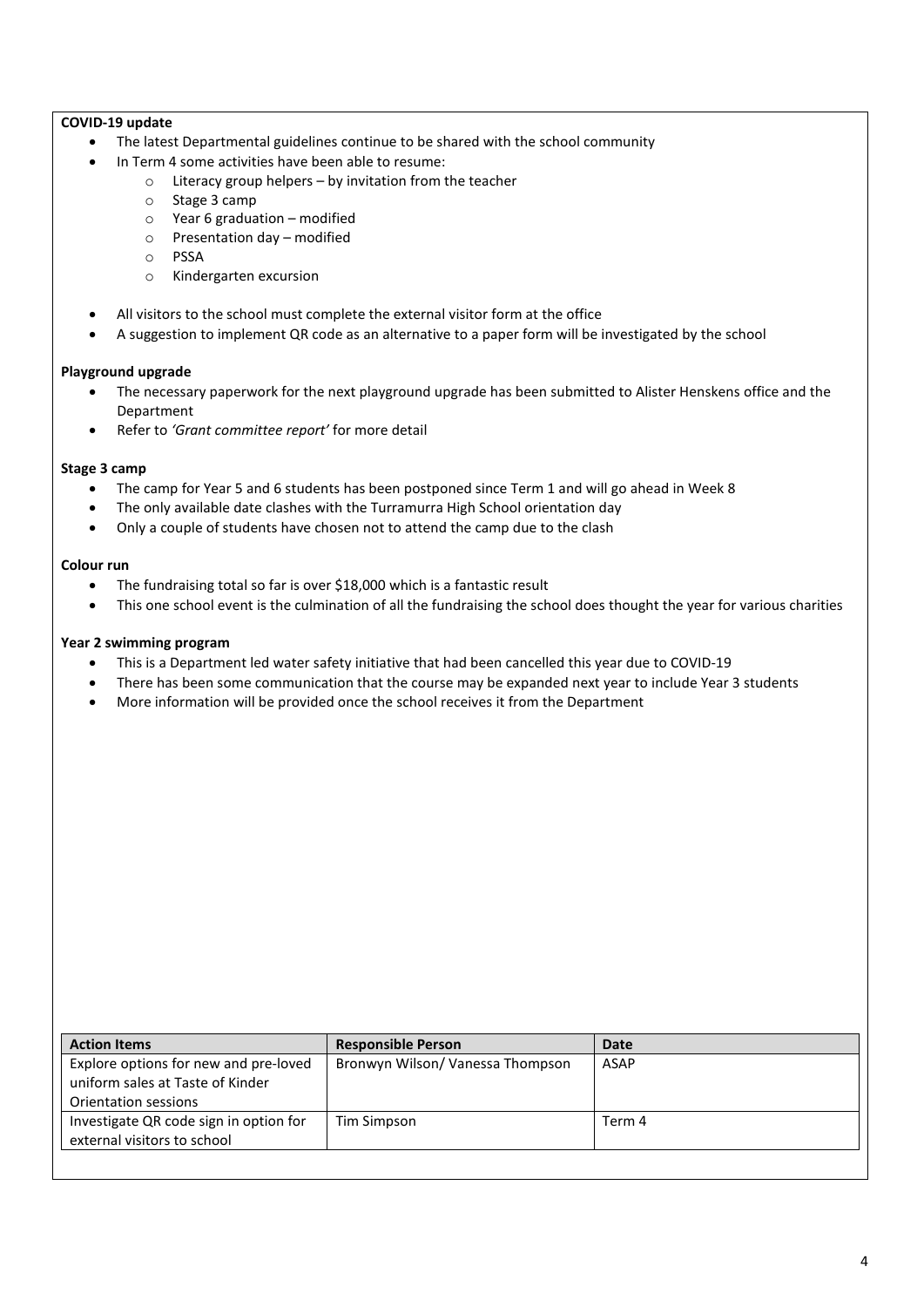**COVID-19 update**

- The latest Departmental guidelines continue to be shared with the school community
- In Term 4 some activities have been able to resume:
  - Literacy group helpers – by invitation from the teacher
  - Stage 3 camp
  - Year 6 graduation – modified
  - Presentation day – modified
  - PSSA
  - Kindergarten excursion
- All visitors to the school must complete the external visitor form at the office
- A suggestion to implement QR code as an alternative to a paper form will be investigated by the school

**Playground upgrade**

- The necessary paperwork for the next playground upgrade has been submitted to Alister Henskens office and the Department
- Refer to *'Grant committee report'* for more detail

**Stage 3 camp**

- The camp for Year 5 and 6 students has been postponed since Term 1 and will go ahead in Week 8
- The only available date clashes with the Turramurra High School orientation day
- Only a couple of students have chosen not to attend the camp due to the clash

**Colour run**

- The fundraising total so far is over $18,000 which is a fantastic result
- This one school event is the culmination of all the fundraising the school does thought the year for various charities

**Year 2 swimming program**

- This is a Department led water safety initiative that had been cancelled this year due to COVID-19
- There has been some communication that the course may be expanded next year to include Year 3 students
- More information will be provided once the school receives it from the Department

| Action Items | Responsible Person | Date |
|---|---|---|
| Explore options for new and pre-loved uniform sales at Taste of Kinder Orientation sessions | Bronwyn Wilson/ Vanessa Thompson | ASAP |
| Investigate QR code sign in option for external visitors to school | Tim Simpson | Term 4 |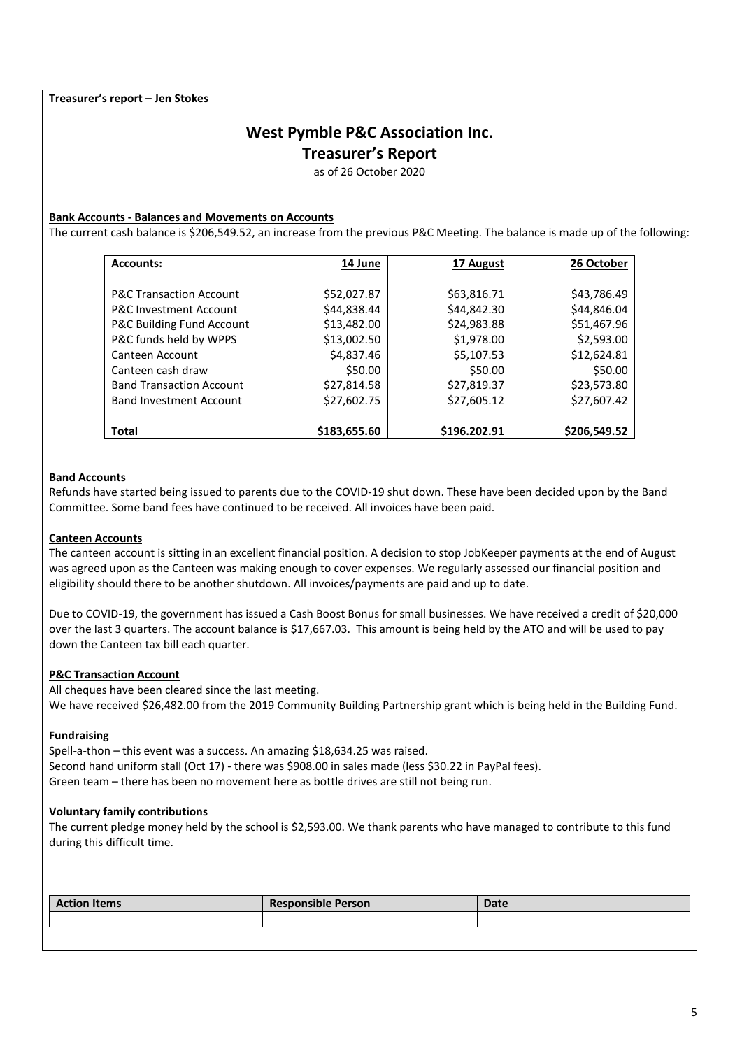**Treasurer's report – Jen Stokes**

# West Pymble P&C Association Inc.

## Treasurer's Report

as of 26 October 2020

**Bank Accounts - Balances and Movements on Accounts**

The current cash balance is $206,549.52, an increase from the previous P&C Meeting. The balance is made up of the following:

| Accounts: | 14 June | 17 August | 26 October |
|---|---|---|---|
| P&C Transaction Account | $52,027.87 | $63,816.71 | $43,786.49 |
| P&C Investment Account | $44,838.44 | $44,842.30 | $44,846.04 |
| P&C Building Fund Account | $13,482.00 | $24,983.88 | $51,467.96 |
| P&C funds held by WPPS | $13,002.50 | $1,978.00 | $2,593.00 |
| Canteen Account | $4,837.46 | $5,107.53 | $12,624.81 |
| Canteen cash draw | $50.00 | $50.00 | $50.00 |
| Band Transaction Account | $27,814.58 | $27,819.37 | $23,573.80 |
| Band Investment Account | $27,602.75 | $27,605.12 | $27,607.42 |
| **Total** | **$183,655.60** | **$196.202.91** | **$206,549.52** |

**Band Accounts**

Refunds have started being issued to parents due to the COVID-19 shut down. These have been decided upon by the Band Committee. Some band fees have continued to be received. All invoices have been paid.

**Canteen Accounts**

The canteen account is sitting in an excellent financial position. A decision to stop JobKeeper payments at the end of August was agreed upon as the Canteen was making enough to cover expenses. We regularly assessed our financial position and eligibility should there to be another shutdown. All invoices/payments are paid and up to date.

Due to COVID-19, the government has issued a Cash Boost Bonus for small businesses. We have received a credit of $20,000 over the last 3 quarters. The account balance is $17,667.03. This amount is being held by the ATO and will be used to pay down the Canteen tax bill each quarter.

**P&C Transaction Account**

All cheques have been cleared since the last meeting.
We have received $26,482.00 from the 2019 Community Building Partnership grant which is being held in the Building Fund.

**Fundraising**

Spell-a-thon – this event was a success. An amazing $18,634.25 was raised.
Second hand uniform stall (Oct 17) - there was $908.00 in sales made (less $30.22 in PayPal fees).
Green team – there has been no movement here as bottle drives are still not being run.

**Voluntary family contributions**

The current pledge money held by the school is $2,593.00. We thank parents who have managed to contribute to this fund during this difficult time.

| Action Items | Responsible Person | Date |
|---|---|---|
| | | |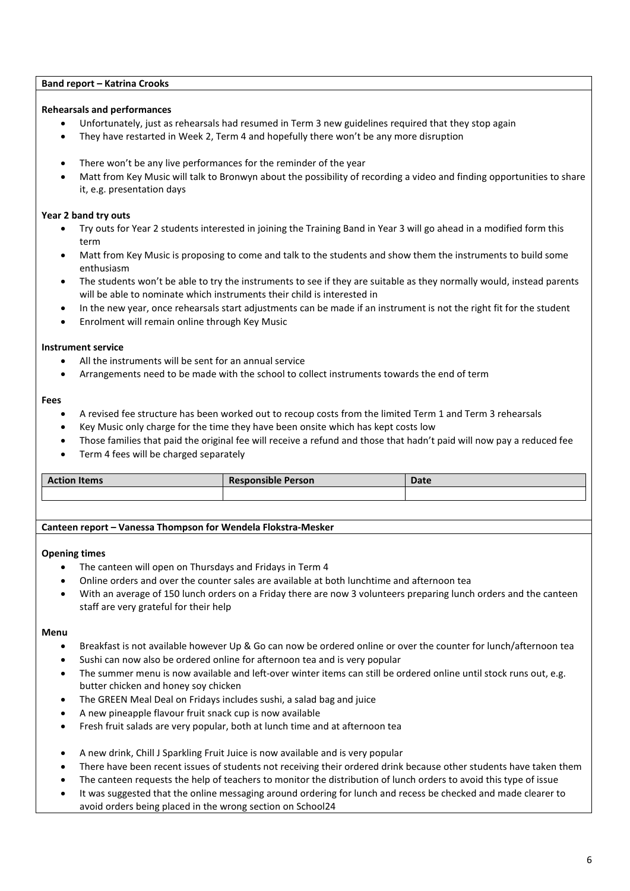## Band report – Katrina Crooks

**Rehearsals and performances**

- Unfortunately, just as rehearsals had resumed in Term 3 new guidelines required that they stop again
- They have restarted in Week 2, Term 4 and hopefully there won't be any more disruption

- There won't be any live performances for the reminder of the year
- Matt from Key Music will talk to Bronwyn about the possibility of recording a video and finding opportunities to share it, e.g. presentation days

**Year 2 band try outs**

- Try outs for Year 2 students interested in joining the Training Band in Year 3 will go ahead in a modified form this term
- Matt from Key Music is proposing to come and talk to the students and show them the instruments to build some enthusiasm
- The students won't be able to try the instruments to see if they are suitable as they normally would, instead parents will be able to nominate which instruments their child is interested in
- In the new year, once rehearsals start adjustments can be made if an instrument is not the right fit for the student
- Enrolment will remain online through Key Music

**Instrument service**

- All the instruments will be sent for an annual service
- Arrangements need to be made with the school to collect instruments towards the end of term

**Fees**

- A revised fee structure has been worked out to recoup costs from the limited Term 1 and Term 3 rehearsals
- Key Music only charge for the time they have been onsite which has kept costs low
- Those families that paid the original fee will receive a refund and those that hadn't paid will now pay a reduced fee
- Term 4 fees will be charged separately

| Action Items | Responsible Person | Date |
|---|---|---|
| | | |

## Canteen report – Vanessa Thompson for Wendela Flokstra-Mesker

**Opening times**

- The canteen will open on Thursdays and Fridays in Term 4
- Online orders and over the counter sales are available at both lunchtime and afternoon tea
- With an average of 150 lunch orders on a Friday there are now 3 volunteers preparing lunch orders and the canteen staff are very grateful for their help

**Menu**

- Breakfast is not available however Up & Go can now be ordered online or over the counter for lunch/afternoon tea
- Sushi can now also be ordered online for afternoon tea and is very popular
- The summer menu is now available and left-over winter items can still be ordered online until stock runs out, e.g. butter chicken and honey soy chicken
- The GREEN Meal Deal on Fridays includes sushi, a salad bag and juice
- A new pineapple flavour fruit snack cup is now available
- Fresh fruit salads are very popular, both at lunch time and at afternoon tea

- A new drink, Chill J Sparkling Fruit Juice is now available and is very popular
- There have been recent issues of students not receiving their ordered drink because other students have taken them
- The canteen requests the help of teachers to monitor the distribution of lunch orders to avoid this type of issue
- It was suggested that the online messaging around ordering for lunch and recess be checked and made clearer to avoid orders being placed in the wrong section on School24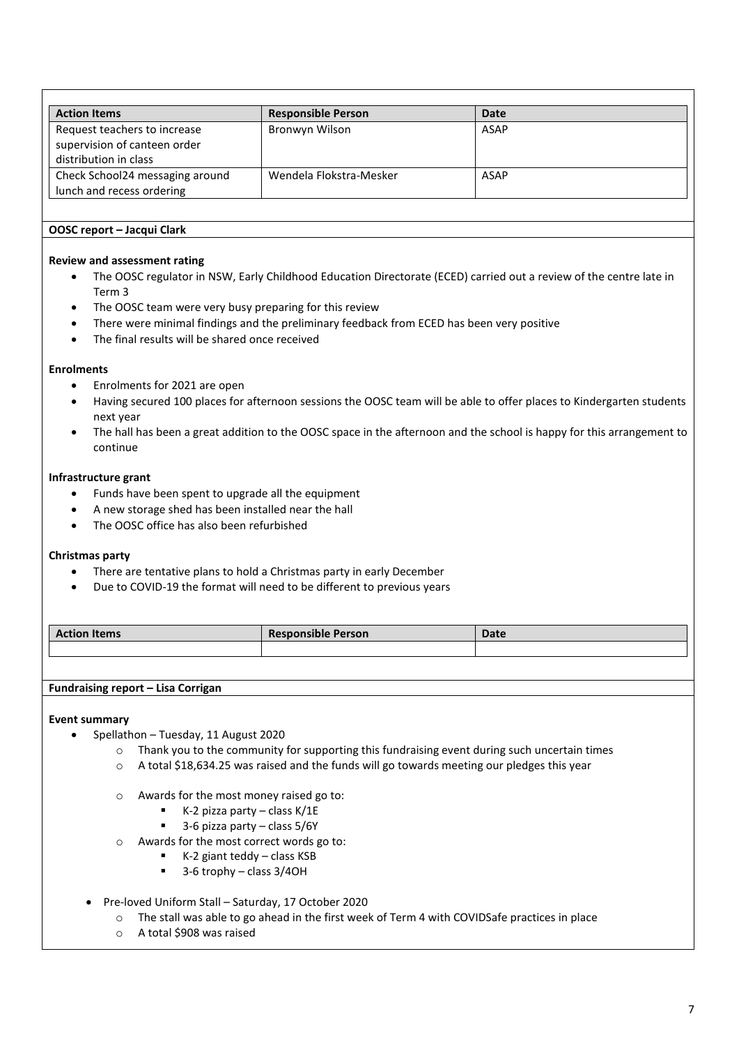| Action Items | Responsible Person | Date |
|---|---|---|
| Request teachers to increase supervision of canteen order distribution in class | Bronwyn Wilson | ASAP |
| Check School24 messaging around lunch and recess ordering | Wendela Flokstra-Mesker | ASAP |

**OOSC report – Jacqui Clark**

**Review and assessment rating**

- The OOSC regulator in NSW, Early Childhood Education Directorate (ECED) carried out a review of the centre late in Term 3
- The OOSC team were very busy preparing for this review
- There were minimal findings and the preliminary feedback from ECED has been very positive
- The final results will be shared once received

**Enrolments**

- Enrolments for 2021 are open
- Having secured 100 places for afternoon sessions the OOSC team will be able to offer places to Kindergarten students next year
- The hall has been a great addition to the OOSC space in the afternoon and the school is happy for this arrangement to continue

**Infrastructure grant**

- Funds have been spent to upgrade all the equipment
- A new storage shed has been installed near the hall
- The OOSC office has also been refurbished

**Christmas party**

- There are tentative plans to hold a Christmas party in early December
- Due to COVID-19 the format will need to be different to previous years

| Action Items | Responsible Person | Date |
|---|---|---|
| | | |

**Fundraising report – Lisa Corrigan**

**Event summary**

- Spellathon – Tuesday, 11 August 2020
  - Thank you to the community for supporting this fundraising event during such uncertain times
  - A total $18,634.25 was raised and the funds will go towards meeting our pledges this year
  - Awards for the most money raised go to:
    - K-2 pizza party – class K/1E
    - 3-6 pizza party – class 5/6Y
  - Awards for the most correct words go to:
    - K-2 giant teddy – class KSB
    - 3-6 trophy – class 3/4OH
- Pre-loved Uniform Stall – Saturday, 17 October 2020
  - The stall was able to go ahead in the first week of Term 4 with COVIDSafe practices in place
  - A total $908 was raised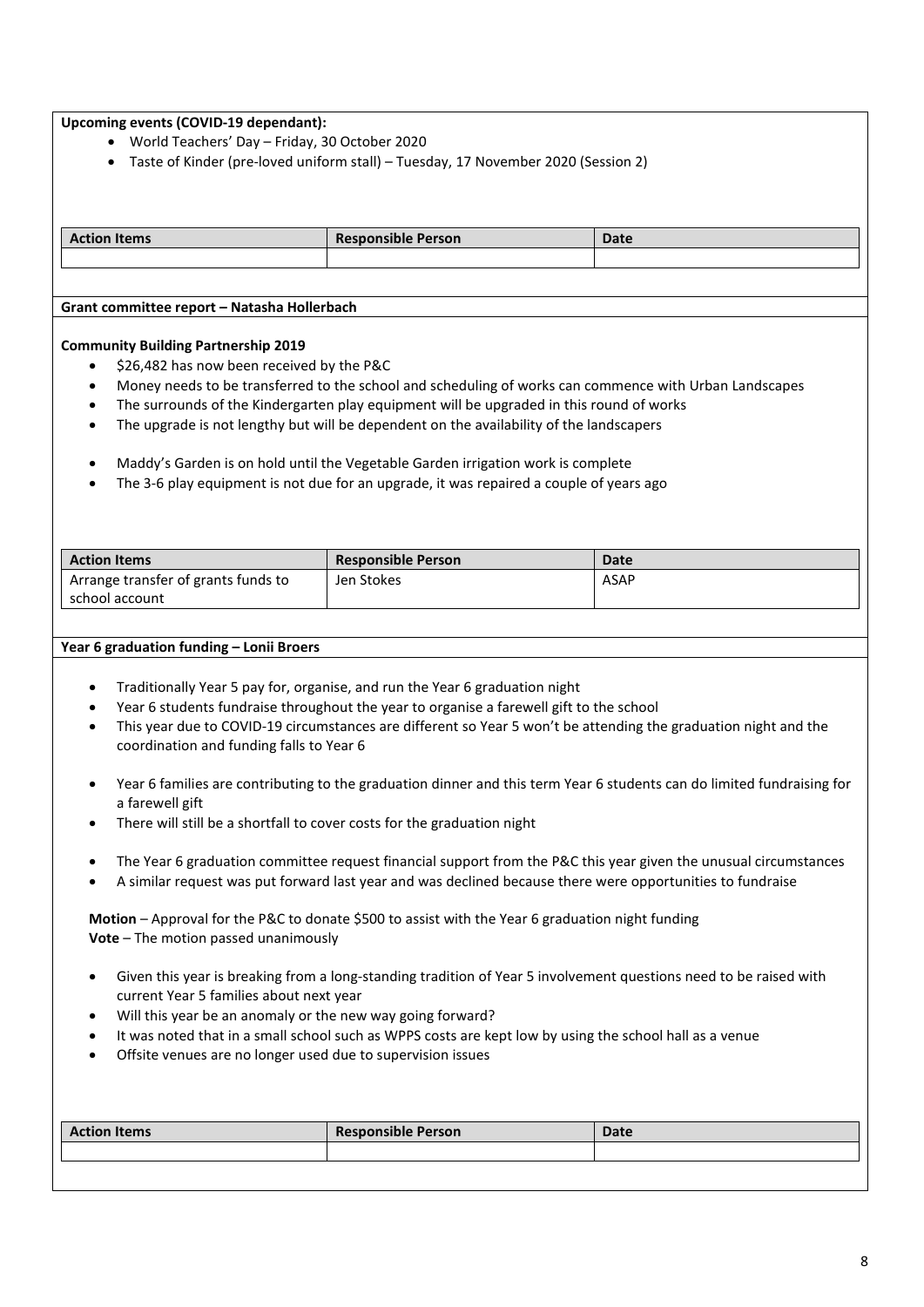**Upcoming events (COVID-19 dependant):**

- World Teachers' Day – Friday, 30 October 2020
- Taste of Kinder (pre-loved uniform stall) – Tuesday, 17 November 2020 (Session 2)

| Action Items | Responsible Person | Date |
|---|---|---|
| | | |

**Grant committee report – Natasha Hollerbach**

**Community Building Partnership 2019**

- $26,482 has now been received by the P&C
- Money needs to be transferred to the school and scheduling of works can commence with Urban Landscapes
- The surrounds of the Kindergarten play equipment will be upgraded in this round of works
- The upgrade is not lengthy but will be dependent on the availability of the landscapers

- Maddy's Garden is on hold until the Vegetable Garden irrigation work is complete
- The 3-6 play equipment is not due for an upgrade, it was repaired a couple of years ago

| Action Items | Responsible Person | Date |
|---|---|---|
| Arrange transfer of grants funds to school account | Jen Stokes | ASAP |

**Year 6 graduation funding – Lonii Broers**

- Traditionally Year 5 pay for, organise, and run the Year 6 graduation night
- Year 6 students fundraise throughout the year to organise a farewell gift to the school
- This year due to COVID-19 circumstances are different so Year 5 won't be attending the graduation night and the coordination and funding falls to Year 6

- Year 6 families are contributing to the graduation dinner and this term Year 6 students can do limited fundraising for a farewell gift
- There will still be a shortfall to cover costs for the graduation night

- The Year 6 graduation committee request financial support from the P&C this year given the unusual circumstances
- A similar request was put forward last year and was declined because there were opportunities to fundraise

**Motion** – Approval for the P&C to donate $500 to assist with the Year 6 graduation night funding
**Vote** – The motion passed unanimously

- Given this year is breaking from a long-standing tradition of Year 5 involvement questions need to be raised with current Year 5 families about next year
- Will this year be an anomaly or the new way going forward?
- It was noted that in a small school such as WPPS costs are kept low by using the school hall as a venue
- Offsite venues are no longer used due to supervision issues

| Action Items | Responsible Person | Date |
|---|---|---|
| | | |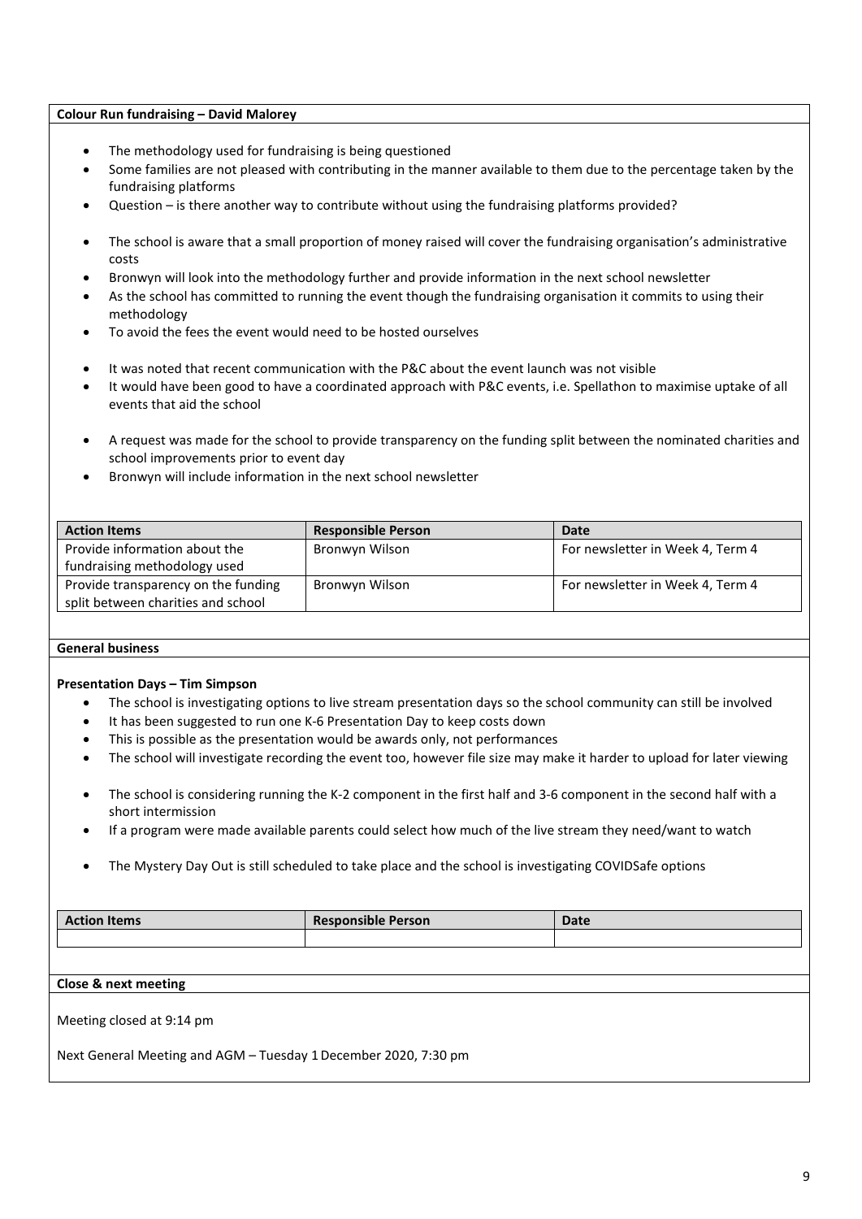**Colour Run fundraising – David Malorey**

- The methodology used for fundraising is being questioned
- Some families are not pleased with contributing in the manner available to them due to the percentage taken by the fundraising platforms
- Question – is there another way to contribute without using the fundraising platforms provided?

- The school is aware that a small proportion of money raised will cover the fundraising organisation's administrative costs
- Bronwyn will look into the methodology further and provide information in the next school newsletter
- As the school has committed to running the event though the fundraising organisation it commits to using their methodology
- To avoid the fees the event would need to be hosted ourselves

- It was noted that recent communication with the P&C about the event launch was not visible
- It would have been good to have a coordinated approach with P&C events, i.e. Spellathon to maximise uptake of all events that aid the school

- A request was made for the school to provide transparency on the funding split between the nominated charities and school improvements prior to event day
- Bronwyn will include information in the next school newsletter

| Action Items | Responsible Person | Date |
| --- | --- | --- |
| Provide information about the fundraising methodology used | Bronwyn Wilson | For newsletter in Week 4, Term 4 |
| Provide transparency on the funding split between charities and school | Bronwyn Wilson | For newsletter in Week 4, Term 4 |

**General business**

**Presentation Days – Tim Simpson**

- The school is investigating options to live stream presentation days so the school community can still be involved
- It has been suggested to run one K-6 Presentation Day to keep costs down
- This is possible as the presentation would be awards only, not performances
- The school will investigate recording the event too, however file size may make it harder to upload for later viewing

- The school is considering running the K-2 component in the first half and 3-6 component in the second half with a short intermission
- If a program were made available parents could select how much of the live stream they need/want to watch

- The Mystery Day Out is still scheduled to take place and the school is investigating COVIDSafe options

| Action Items | Responsible Person | Date |
| --- | --- | --- |
| | | |

**Close & next meeting**

Meeting closed at 9:14 pm

Next General Meeting and AGM – Tuesday 1 December 2020, 7:30 pm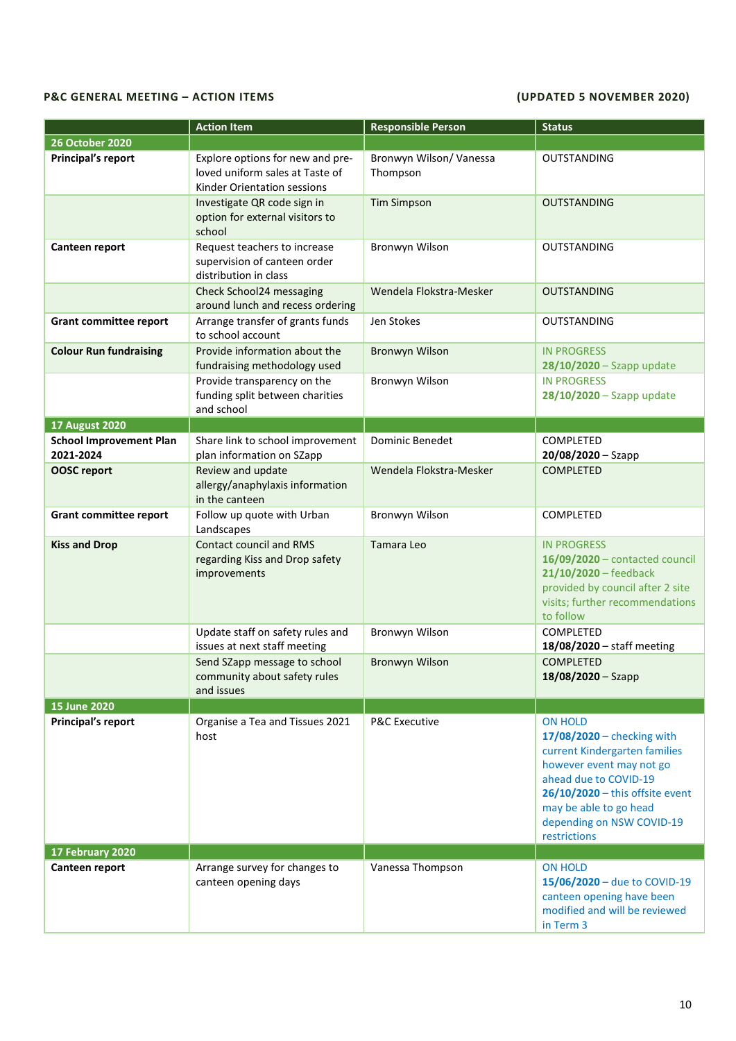**P&C GENERAL MEETING – ACTION ITEMS** **(UPDATED 5 NOVEMBER 2020)**

| | Action Item | Responsible Person | Status |
|---|---|---|---|
| **26 October 2020** | | | |
| **Principal's report** | Explore options for new and pre-loved uniform sales at Taste of Kinder Orientation sessions | Bronwyn Wilson/ Vanessa Thompson | OUTSTANDING |
| | Investigate QR code sign in option for external visitors to school | Tim Simpson | OUTSTANDING |
| **Canteen report** | Request teachers to increase supervision of canteen order distribution in class | Bronwyn Wilson | OUTSTANDING |
| | Check School24 messaging around lunch and recess ordering | Wendela Flokstra-Mesker | OUTSTANDING |
| **Grant committee report** | Arrange transfer of grants funds to school account | Jen Stokes | OUTSTANDING |
| **Colour Run fundraising** | Provide information about the fundraising methodology used | Bronwyn Wilson | IN PROGRESS **28/10/2020** – Szapp update |
| | Provide transparency on the funding split between charities and school | Bronwyn Wilson | IN PROGRESS **28/10/2020** – Szapp update |
| **17 August 2020** | | | |
| **School Improvement Plan 2021-2024** | Share link to school improvement plan information on SZapp | Dominic Benedet | COMPLETED **20/08/2020** – Szapp |
| **OOSC report** | Review and update allergy/anaphylaxis information in the canteen | Wendela Flokstra-Mesker | COMPLETED |
| **Grant committee report** | Follow up quote with Urban Landscapes | Bronwyn Wilson | COMPLETED |
| **Kiss and Drop** | Contact council and RMS regarding Kiss and Drop safety improvements | Tamara Leo | IN PROGRESS **16/09/2020** – contacted council **21/10/2020** – feedback provided by council after 2 site visits; further recommendations to follow |
| | Update staff on safety rules and issues at next staff meeting | Bronwyn Wilson | COMPLETED **18/08/2020** – staff meeting |
| | Send SZapp message to school community about safety rules and issues | Bronwyn Wilson | COMPLETED **18/08/2020** – Szapp |
| **15 June 2020** | | | |
| **Principal's report** | Organise a Tea and Tissues 2021 host | P&C Executive | ON HOLD **17/08/2020** – checking with current Kindergarten families however event may not go ahead due to COVID-19 **26/10/2020** – this offsite event may be able to go head depending on NSW COVID-19 restrictions |
| **17 February 2020** | | | |
| **Canteen report** | Arrange survey for changes to canteen opening days | Vanessa Thompson | ON HOLD **15/06/2020** – due to COVID-19 canteen opening have been modified and will be reviewed in Term 3 |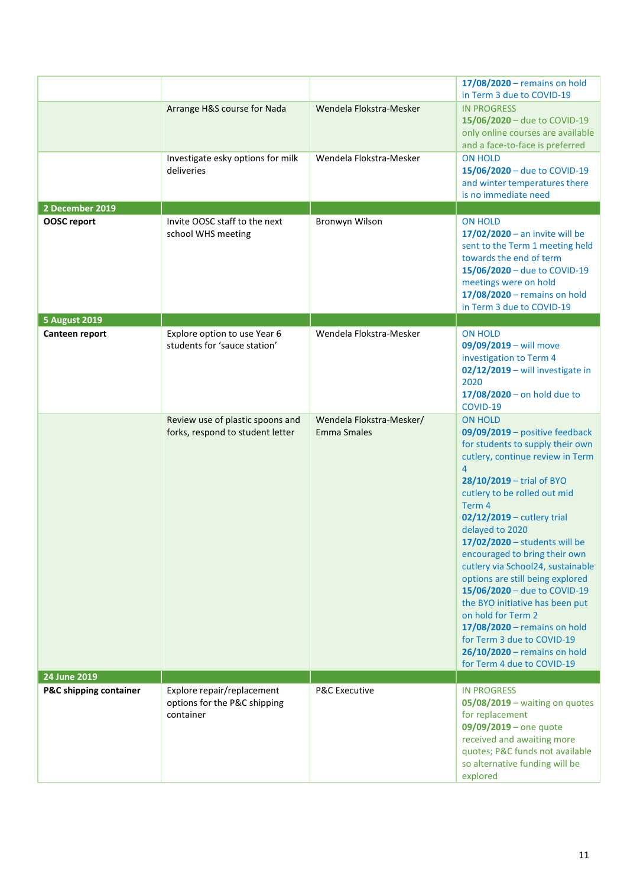| | | | |
|---|---|---|---|
| | | | **17/08/2020** – remains on hold in Term 3 due to COVID-19 |
| | Arrange H&S course for Nada | Wendela Flokstra-Mesker | IN PROGRESS<br>**15/06/2020** – due to COVID-19 only online courses are available and a face-to-face is preferred |
| | Investigate esky options for milk deliveries | Wendela Flokstra-Mesker | ON HOLD<br>**15/06/2020** – due to COVID-19 and winter temperatures there is no immediate need |
| **2 December 2019** | | | |
| **OOSC report** | Invite OOSC staff to the next school WHS meeting | Bronwyn Wilson | ON HOLD<br>**17/02/2020** – an invite will be sent to the Term 1 meeting held towards the end of term<br>**15/06/2020** – due to COVID-19 meetings were on hold<br>**17/08/2020** – remains on hold in Term 3 due to COVID-19 |
| **5 August 2019** | | | |
| **Canteen report** | Explore option to use Year 6 students for 'sauce station' | Wendela Flokstra-Mesker | ON HOLD<br>**09/09/2019** – will move investigation to Term 4<br>**02/12/2019** – will investigate in 2020<br>**17/08/2020** – on hold due to COVID-19 |
| | Review use of plastic spoons and forks, respond to student letter | Wendela Flokstra-Mesker/ Emma Smales | ON HOLD<br>**09/09/2019** – positive feedback for students to supply their own cutlery, continue review in Term 4<br>**28/10/2019** – trial of BYO cutlery to be rolled out mid Term 4<br>**02/12/2019** – cutlery trial delayed to 2020<br>**17/02/2020** – students will be encouraged to bring their own cutlery via School24, sustainable options are still being explored<br>**15/06/2020** – due to COVID-19 the BYO initiative has been put on hold for Term 2<br>**17/08/2020** – remains on hold for Term 3 due to COVID-19<br>**26/10/2020** – remains on hold for Term 4 due to COVID-19 |
| **24 June 2019** | | | |
| **P&C shipping container** | Explore repair/replacement options for the P&C shipping container | P&C Executive | IN PROGRESS<br>**05/08/2019** – waiting on quotes for replacement<br>**09/09/2019** – one quote received and awaiting more quotes; P&C funds not available so alternative funding will be explored |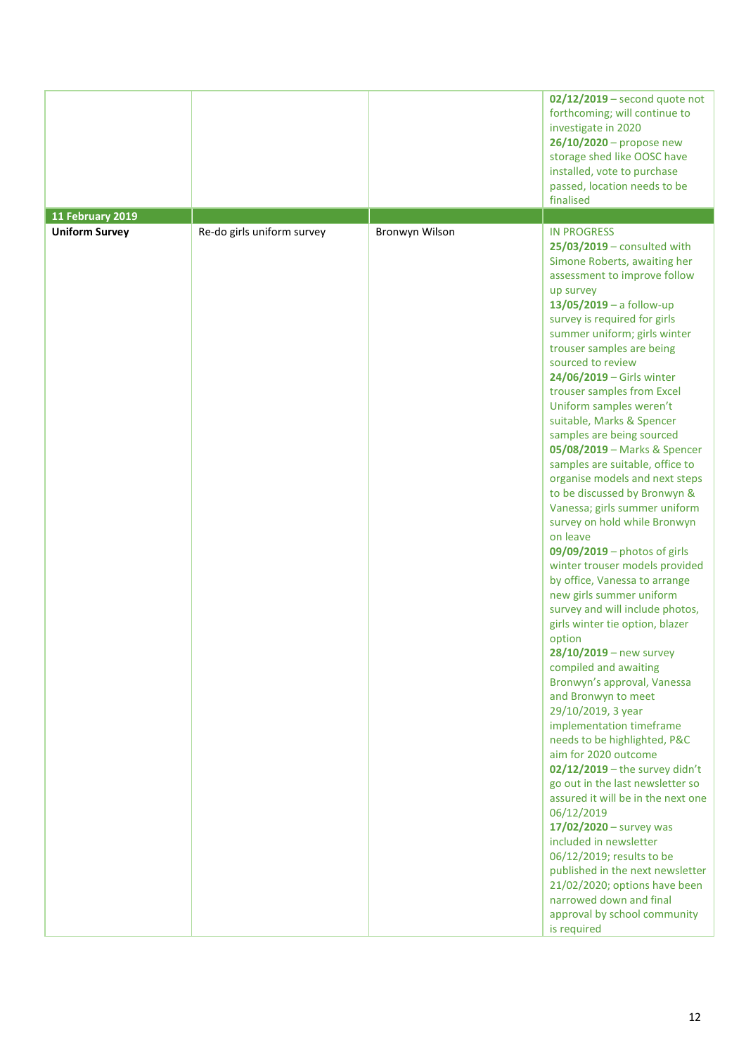| | | | |
|---|---|---|---|
| | | | **02/12/2019** – second quote not forthcoming; will continue to investigate in 2020<br>**26/10/2020** – propose new storage shed like OOSC have installed, vote to purchase passed, location needs to be finalised |
| **11 February 2019** | | | |
| **Uniform Survey** | Re-do girls uniform survey | Bronwyn Wilson | IN PROGRESS<br>**25/03/2019** – consulted with Simone Roberts, awaiting her assessment to improve follow up survey<br>**13/05/2019** – a follow-up survey is required for girls summer uniform; girls winter trouser samples are being sourced to review<br>**24/06/2019** – Girls winter trouser samples from Excel Uniform samples weren't suitable, Marks & Spencer samples are being sourced<br>**05/08/2019** – Marks & Spencer samples are suitable, office to organise models and next steps to be discussed by Bronwyn & Vanessa; girls summer uniform survey on hold while Bronwyn on leave<br>**09/09/2019** – photos of girls winter trouser models provided by office, Vanessa to arrange new girls summer uniform survey and will include photos, girls winter tie option, blazer option<br>**28/10/2019** – new survey compiled and awaiting Bronwyn's approval, Vanessa and Bronwyn to meet 29/10/2019, 3 year implementation timeframe needs to be highlighted, P&C aim for 2020 outcome<br>**02/12/2019** – the survey didn't go out in the last newsletter so assured it will be in the next one 06/12/2019<br>**17/02/2020** – survey was included in newsletter 06/12/2019; results to be published in the next newsletter 21/02/2020; options have been narrowed down and final approval by school community is required |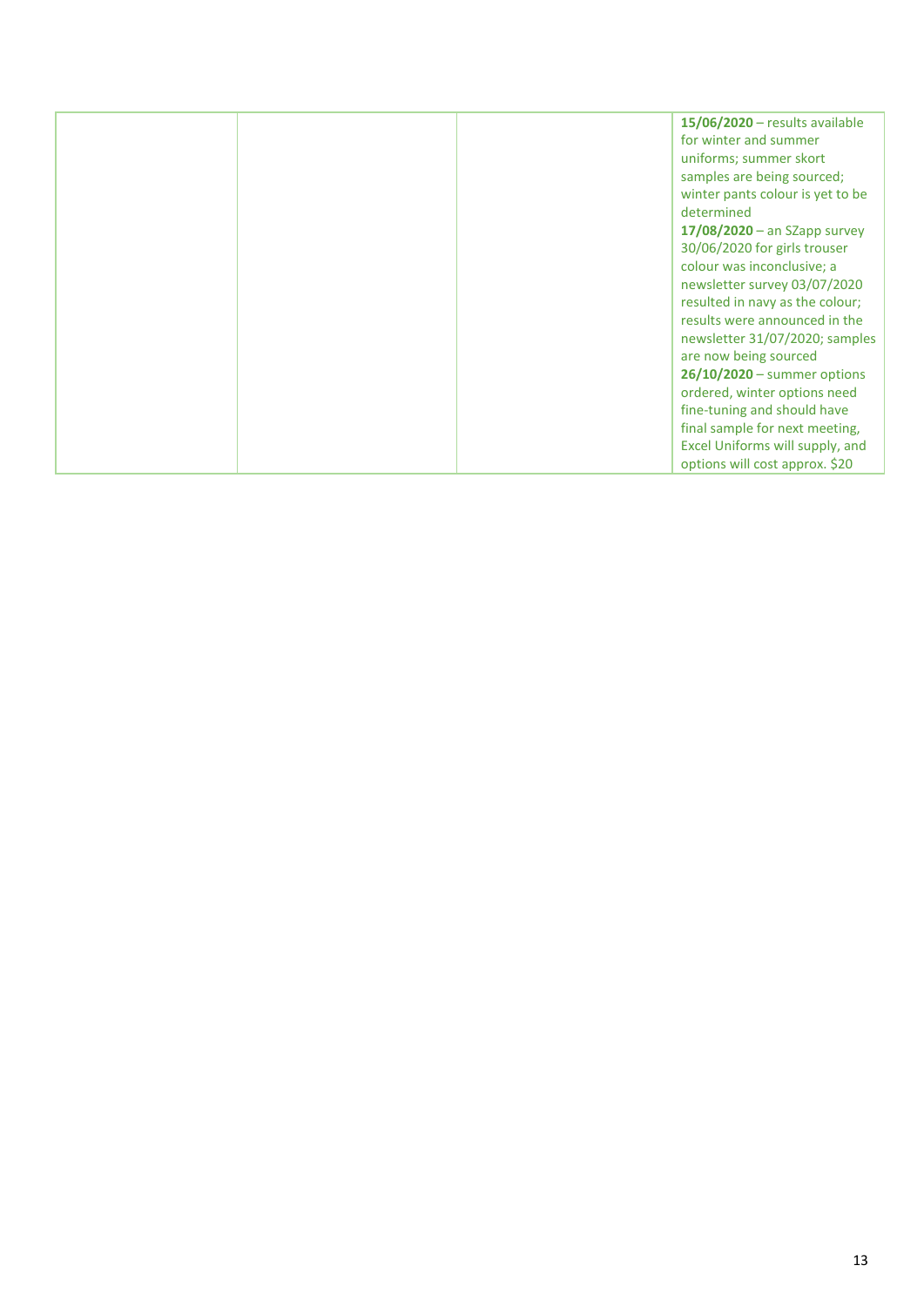| | | | |
|---|---|---|---|
| | | | **15/06/2020** – results available for winter and summer uniforms; summer skort samples are being sourced; winter pants colour is yet to be determined<br>**17/08/2020** – an SZapp survey 30/06/2020 for girls trouser colour was inconclusive; a newsletter survey 03/07/2020 resulted in navy as the colour; results were announced in the newsletter 31/07/2020; samples are now being sourced<br>**26/10/2020** – summer options ordered, winter options need fine-tuning and should have final sample for next meeting, Excel Uniforms will supply, and options will cost approx. $20 |